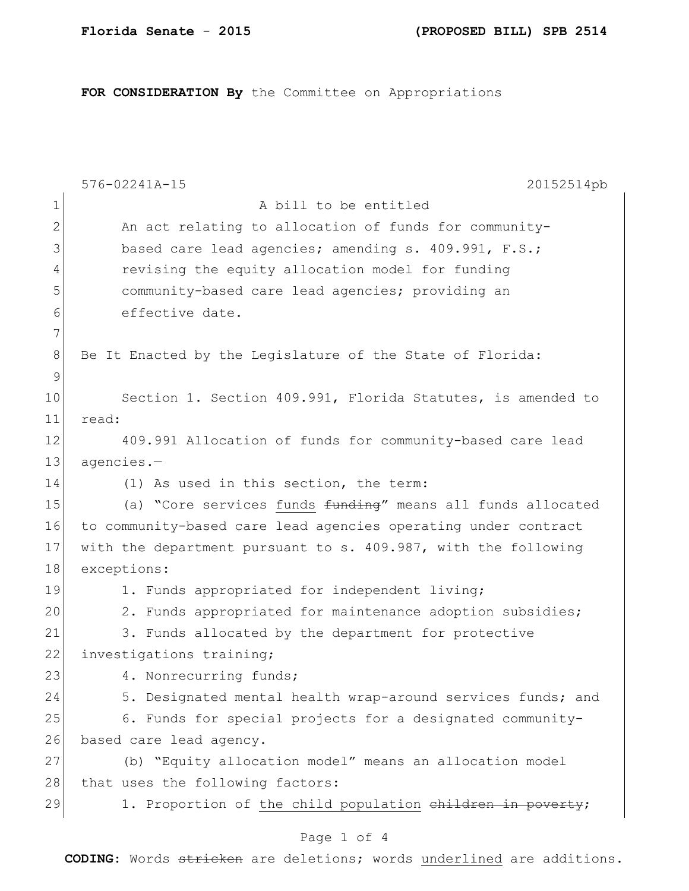**FOR CONSIDERATION By** the Committee on Appropriations

576-02241A-15 20152514pb

A bill to be entitled

An act relating to allocation of funds for community-based care lead agencies; amending s. 409.991, F.S.; revising the equity allocation model for funding community-based care lead agencies; providing an effective date.

Be It Enacted by the Legislature of the State of Florida:

Section 1. Section 409.991, Florida Statutes, is amended to read:

409.991 Allocation of funds for community-based care lead agencies.—

(1) As used in this section, the term:

(a) "Core services <u>funds</u> ~~funding~~" means all funds allocated to community-based care lead agencies operating under contract with the department pursuant to s. 409.987, with the following exceptions:

1. Funds appropriated for independent living;

2. Funds appropriated for maintenance adoption subsidies;

3. Funds allocated by the department for protective investigations training;

4. Nonrecurring funds;

5. Designated mental health wrap-around services funds; and

6. Funds for special projects for a designated community-based care lead agency.

(b) "Equity allocation model" means an allocation model that uses the following factors:

1. Proportion of <u>the child population</u> ~~children in poverty~~;

**CODING:** Words ~~stricken~~ are deletions; words <u>underlined</u> are additions.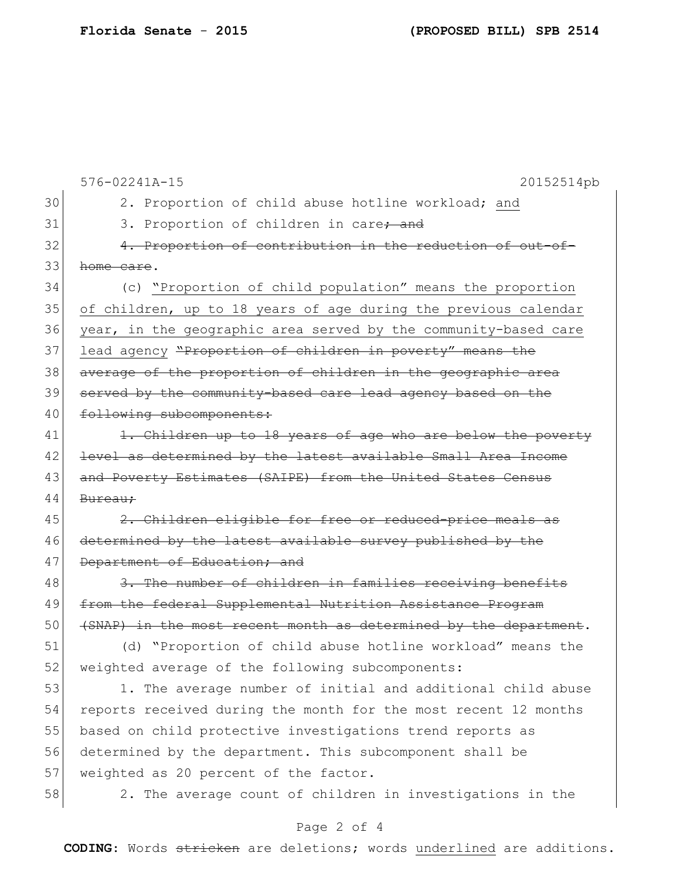2. Proportion of child abuse hotline workload; <u>and</u>

3. Proportion of children in care~~; and~~

~~4. Proportion of contribution in the reduction of out-of-home care~~.

(c) <u>"Proportion of child population" means the proportion of children, up to 18 years of age during the previous calendar year, in the geographic area served by the community-based care lead agency</u> ~~"Proportion of children in poverty" means the average of the proportion of children in the geographic area served by the community-based care lead agency based on the following subcomponents:~~

~~1. Children up to 18 years of age who are below the poverty level as determined by the latest available Small Area Income and Poverty Estimates (SAIPE) from the United States Census Bureau;~~

~~2. Children eligible for free or reduced-price meals as determined by the latest available survey published by the Department of Education; and~~

~~3. The number of children in families receiving benefits from the federal Supplemental Nutrition Assistance Program (SNAP) in the most recent month as determined by the department~~.

(d) "Proportion of child abuse hotline workload" means the weighted average of the following subcomponents:

1. The average number of initial and additional child abuse reports received during the month for the most recent 12 months based on child protective investigations trend reports as determined by the department. This subcomponent shall be weighted as 20 percent of the factor.

2. The average count of children in investigations in the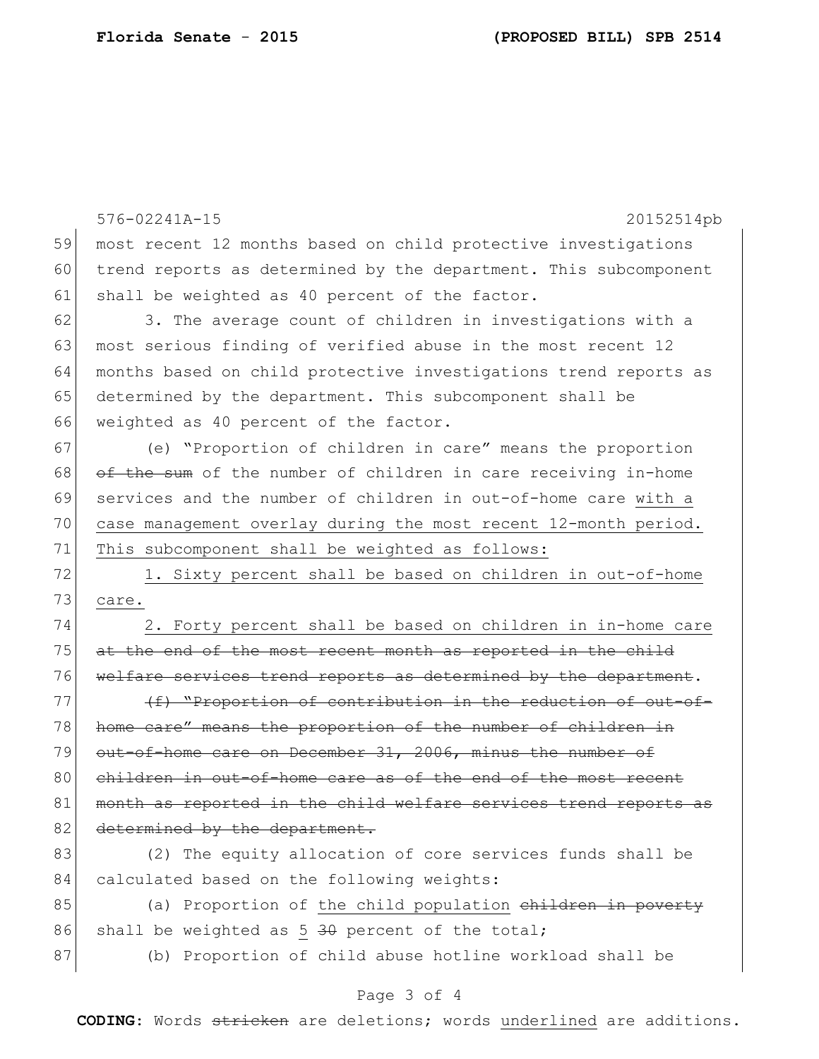576-02241A-15 20152514pb

59 most recent 12 months based on child protective investigations
60 trend reports as determined by the department. This subcomponent
61 shall be weighted as 40 percent of the factor.

62 3. The average count of children in investigations with a
63 most serious finding of verified abuse in the most recent 12
64 months based on child protective investigations trend reports as
65 determined by the department. This subcomponent shall be
66 weighted as 40 percent of the factor.

67 (e) "Proportion of children in care" means the proportion
68 ~~of the sum~~ of the number of children in care receiving in-home
69 services and the number of children in out-of-home care <u>with a</u>
70 <u>case management overlay during the most recent 12-month period.</u>
71 <u>This subcomponent shall be weighted as follows:</u>

72 <u>1. Sixty percent shall be based on children in out-of-home</u>
73 <u>care.</u>

74 <u>2. Forty percent shall be based on children in in-home care</u>
75 ~~at the end of the most recent month as reported in the child~~
76 ~~welfare services trend reports as determined by the department~~.

77 ~~(f) "Proportion of contribution in the reduction of out-of-~~
78 ~~home care" means the proportion of the number of children in~~
79 ~~out-of-home care on December 31, 2006, minus the number of~~
80 ~~children in out-of-home care as of the end of the most recent~~
81 ~~month as reported in the child welfare services trend reports as~~
82 ~~determined by the department.~~

83 (2) The equity allocation of core services funds shall be
84 calculated based on the following weights:

85 (a) Proportion of <u>the child population</u> ~~children in poverty~~
86 shall be weighted as <u>5</u> ~~30~~ percent of the total;

87 (b) Proportion of child abuse hotline workload shall be

**CODING:** Words ~~stricken~~ are deletions; words <u>underlined</u> are additions.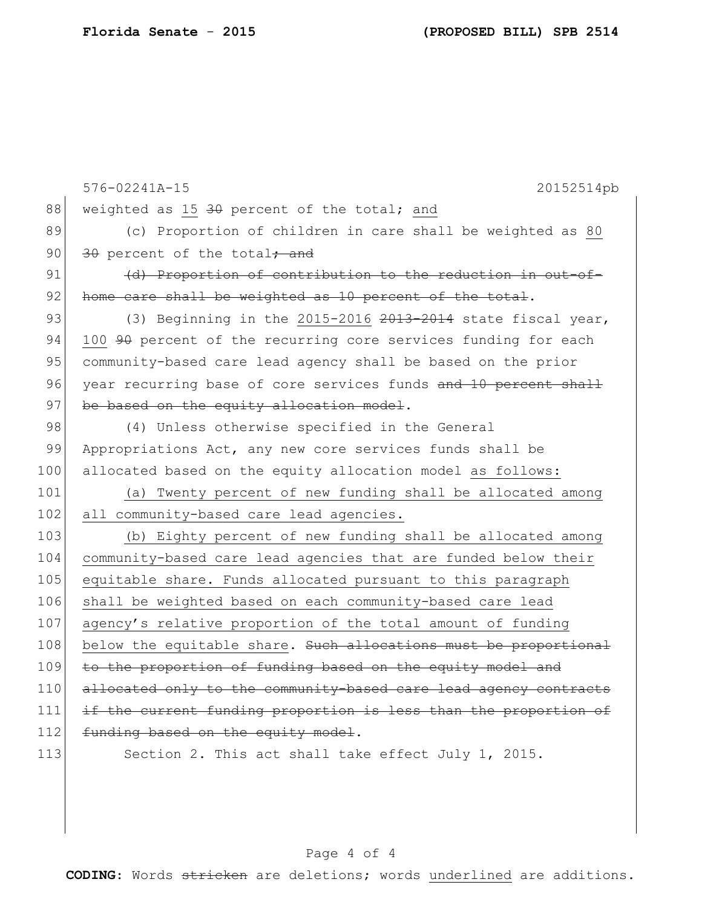576-02241A-15 20152514pb

weighted as <u>15</u> ~~30~~ percent of the total; <u>and</u>

(c) Proportion of children in care shall be weighted as <u>80</u> ~~30~~ percent of the total~~; and~~

~~(d) Proportion of contribution to the reduction in out-of-home care shall be weighted as 10 percent of the total~~.

(3) Beginning in the <u>2015-2016</u> ~~2013-2014~~ state fiscal year, <u>100</u> ~~90~~ percent of the recurring core services funding for each community-based care lead agency shall be based on the prior year recurring base of core services funds ~~and 10 percent shall be based on the equity allocation model~~.

(4) Unless otherwise specified in the General Appropriations Act, any new core services funds shall be allocated based on the equity allocation model <u>as follows:</u>

<u>(a) Twenty percent of new funding shall be allocated among all community-based care lead agencies.</u>

<u>(b) Eighty percent of new funding shall be allocated among community-based care lead agencies that are funded below their equitable share. Funds allocated pursuant to this paragraph shall be weighted based on each community-based care lead agency's relative proportion of the total amount of funding below the equitable share</u>. ~~Such allocations must be proportional to the proportion of funding based on the equity model and allocated only to the community-based care lead agency contracts if the current funding proportion is less than the proportion of funding based on the equity model~~.

Section 2. This act shall take effect July 1, 2015.

**CODING:** Words ~~stricken~~ are deletions; words <u>underlined</u> are additions.